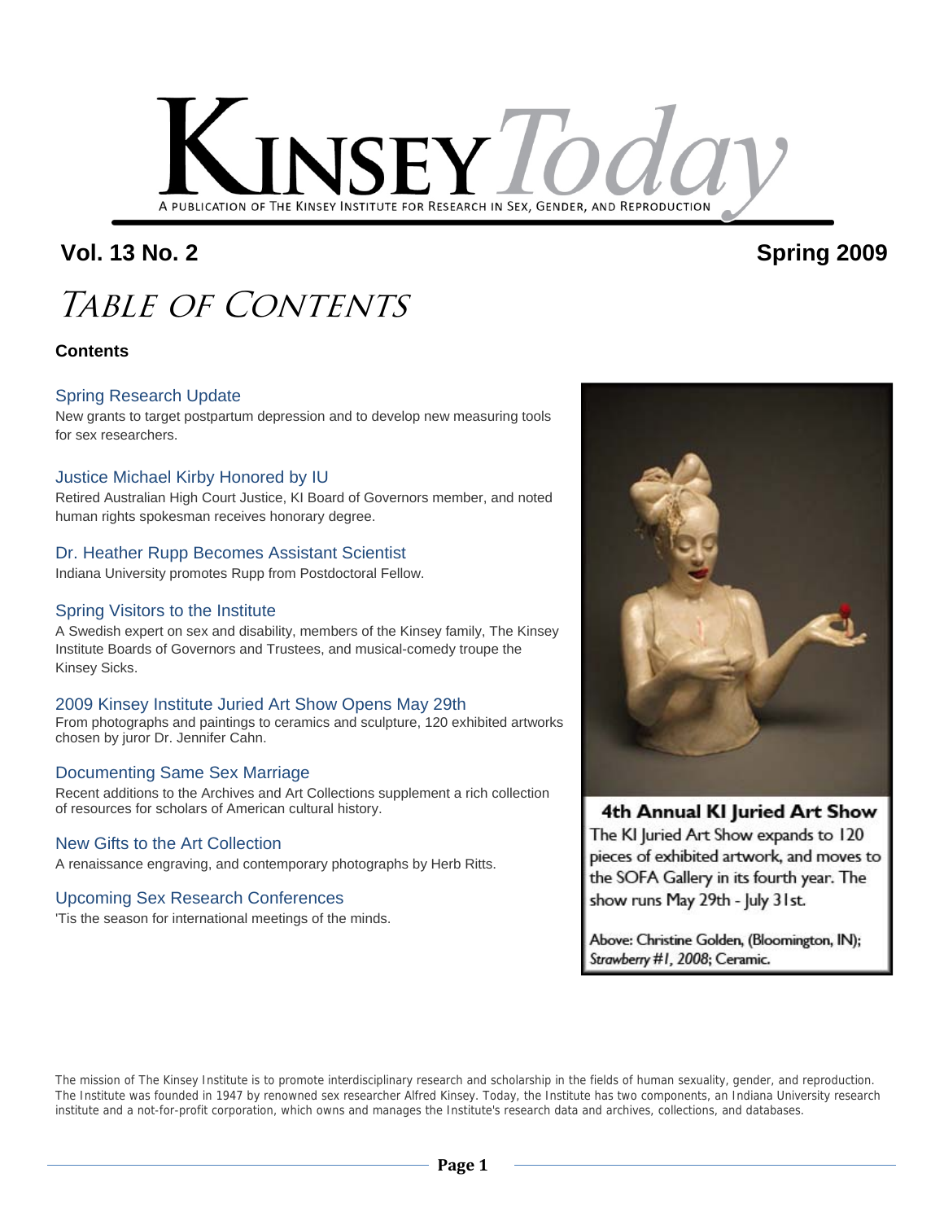# KINSEY *Today*

A PUBLICATION OF THE KINSEY INSTITUTE FOR RESEARCH IN SEX, GENDER, AND REPRODUCTION

**Vol. 13 No. 2** **Spring 2009**

# *Table of Contents*

**Contents**

### Spring Research Update

New grants to target postpartum depression and to develop new measuring tools for sex researchers.

### Justice Michael Kirby Honored by IU

Retired Australian High Court Justice, KI Board of Governors member, and noted human rights spokesman receives honorary degree.

### Dr. Heather Rupp Becomes Assistant Scientist

Indiana University promotes Rupp from Postdoctoral Fellow.

### Spring Visitors to the Institute

A Swedish expert on sex and disability, members of the Kinsey family, The Kinsey Institute Boards of Governors and Trustees, and musical-comedy troupe the Kinsey Sicks.

### 2009 Kinsey Institute Juried Art Show Opens May 29th

From photographs and paintings to ceramics and sculpture, 120 exhibited artworks chosen by juror Dr. Jennifer Cahn.

### Documenting Same Sex Marriage

Recent additions to the Archives and Art Collections supplement a rich collection of resources for scholars of American cultural history.

### New Gifts to the Art Collection

A renaissance engraving, and contemporary photographs by Herb Ritts.

### Upcoming Sex Research Conferences

'Tis the season for international meetings of the minds.

**4th Annual KI Juried Art Show**

The KI Juried Art Show expands to 120 pieces of exhibited artwork, and moves to the SOFA Gallery in its fourth year. The show runs May 29th - July 31st.

Above: Christine Golden, (Bloomington, IN); *Strawberry #1, 2008*; Ceramic.

The mission of The Kinsey Institute is to promote interdisciplinary research and scholarship in the fields of human sexuality, gender, and reproduction. The Institute was founded in 1947 by renowned sex researcher Alfred Kinsey. Today, the Institute has two components, an Indiana University research institute and a not-for-profit corporation, which owns and manages the Institute's research data and archives, collections, and databases.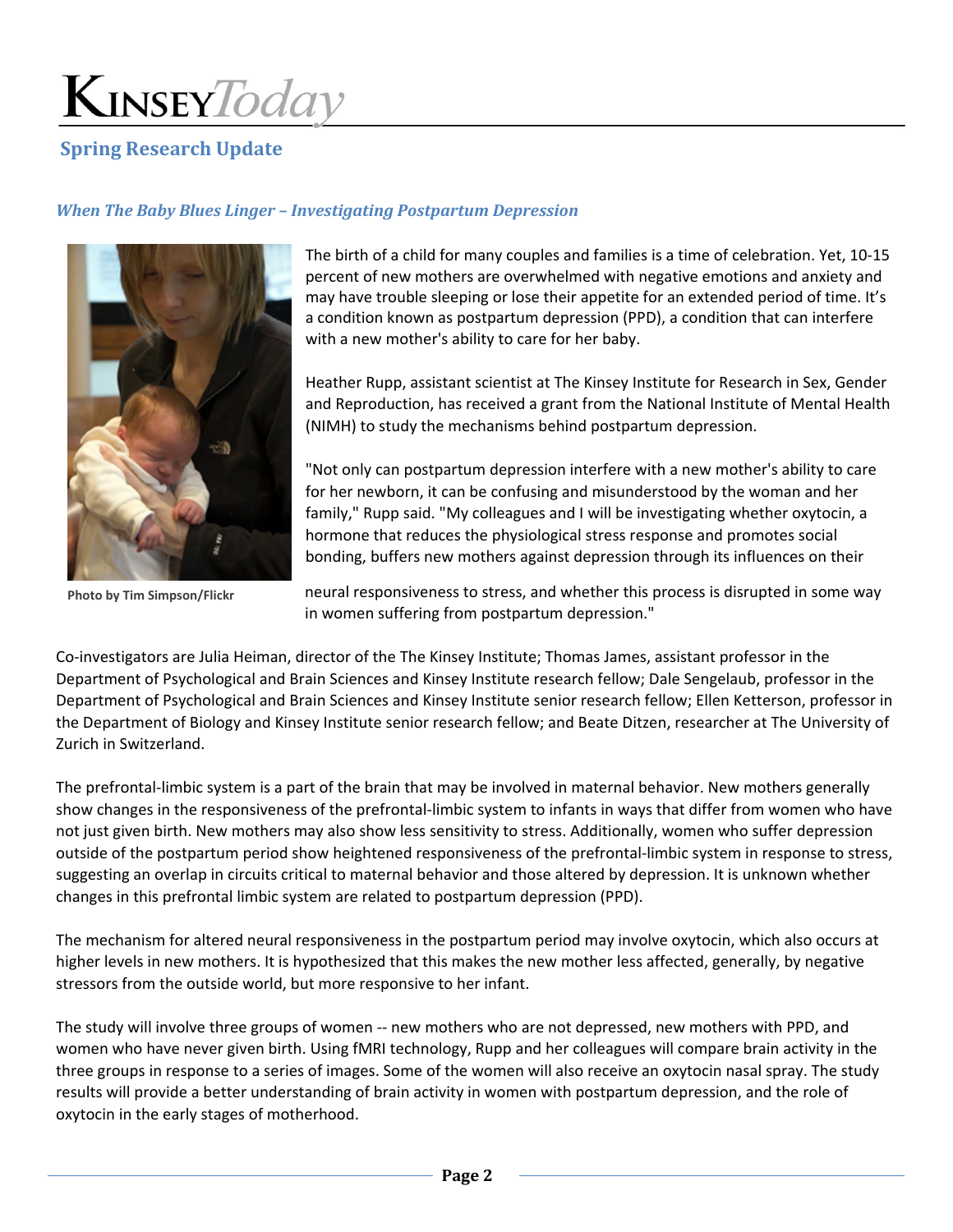# Kinsey*Today*

## Spring Research Update

### *When The Baby Blues Linger – Investigating Postpartum Depression*

The birth of a child for many couples and families is a time of celebration. Yet, 10-15 percent of new mothers are overwhelmed with negative emotions and anxiety and may have trouble sleeping or lose their appetite for an extended period of time. It's a condition known as postpartum depression (PPD), a condition that can interfere with a new mother's ability to care for her baby.

**Photo by Tim Simpson/Flickr**

Heather Rupp, assistant scientist at The Kinsey Institute for Research in Sex, Gender and Reproduction, has received a grant from the National Institute of Mental Health (NIMH) to study the mechanisms behind postpartum depression.

"Not only can postpartum depression interfere with a new mother's ability to care for her newborn, it can be confusing and misunderstood by the woman and her family," Rupp said. "My colleagues and I will be investigating whether oxytocin, a hormone that reduces the physiological stress response and promotes social bonding, buffers new mothers against depression through its influences on their neural responsiveness to stress, and whether this process is disrupted in some way in women suffering from postpartum depression."

Co-investigators are Julia Heiman, director of the The Kinsey Institute; Thomas James, assistant professor in the Department of Psychological and Brain Sciences and Kinsey Institute research fellow; Dale Sengelaub, professor in the Department of Psychological and Brain Sciences and Kinsey Institute senior research fellow; Ellen Ketterson, professor in the Department of Biology and Kinsey Institute senior research fellow; and Beate Ditzen, researcher at The University of Zurich in Switzerland.

The prefrontal-limbic system is a part of the brain that may be involved in maternal behavior. New mothers generally show changes in the responsiveness of the prefrontal-limbic system to infants in ways that differ from women who have not just given birth. New mothers may also show less sensitivity to stress. Additionally, women who suffer depression outside of the postpartum period show heightened responsiveness of the prefrontal-limbic system in response to stress, suggesting an overlap in circuits critical to maternal behavior and those altered by depression. It is unknown whether changes in this prefrontal limbic system are related to postpartum depression (PPD).

The mechanism for altered neural responsiveness in the postpartum period may involve oxytocin, which also occurs at higher levels in new mothers. It is hypothesized that this makes the new mother less affected, generally, by negative stressors from the outside world, but more responsive to her infant.

The study will involve three groups of women -- new mothers who are not depressed, new mothers with PPD, and women who have never given birth. Using fMRI technology, Rupp and her colleagues will compare brain activity in the three groups in response to a series of images. Some of the women will also receive an oxytocin nasal spray. The study results will provide a better understanding of brain activity in women with postpartum depression, and the role of oxytocin in the early stages of motherhood.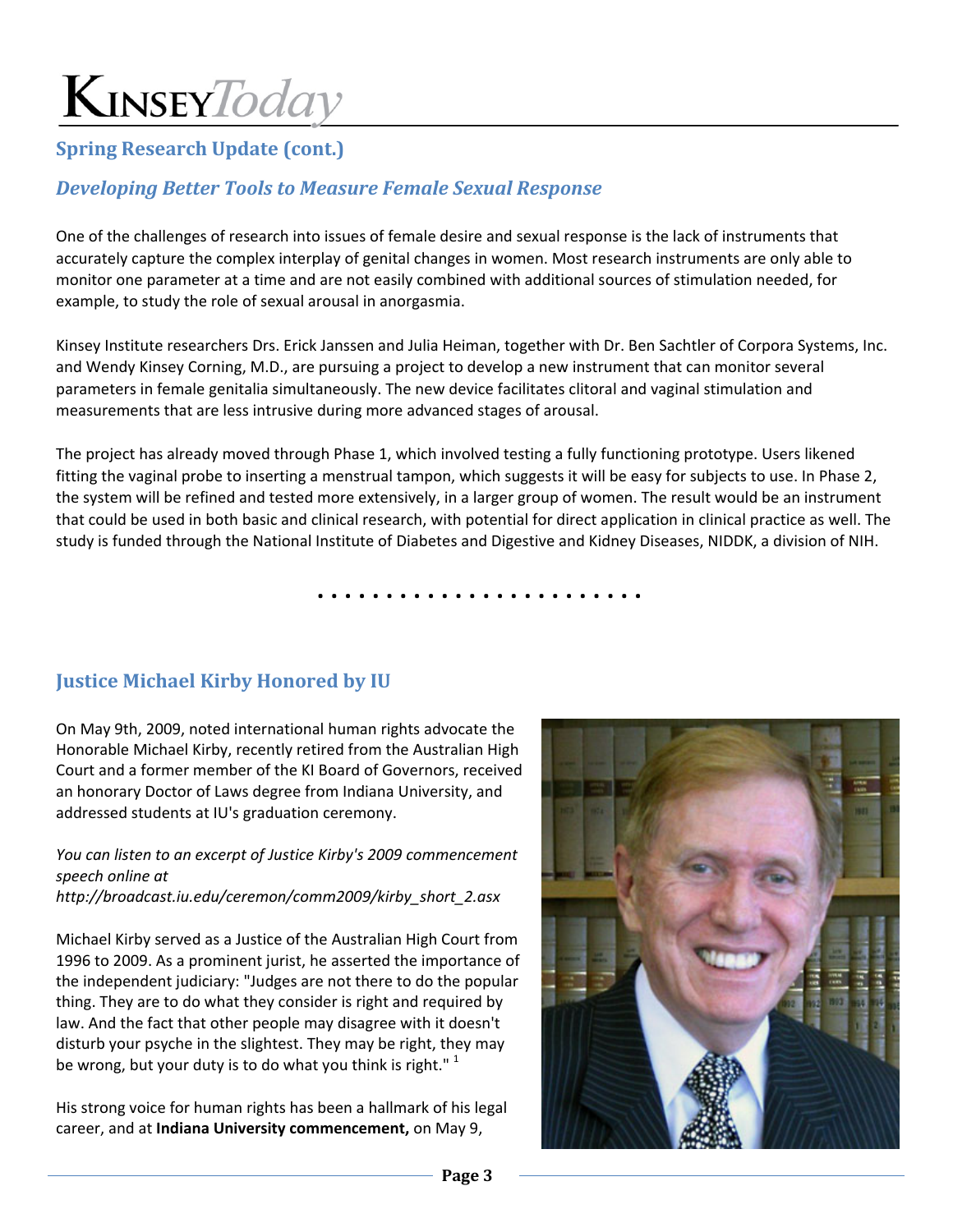## Spring Research Update (cont.)

### *Developing Better Tools to Measure Female Sexual Response*

One of the challenges of research into issues of female desire and sexual response is the lack of instruments that accurately capture the complex interplay of genital changes in women. Most research instruments are only able to monitor one parameter at a time and are not easily combined with additional sources of stimulation needed, for example, to study the role of sexual arousal in anorgasmia.

Kinsey Institute researchers Drs. Erick Janssen and Julia Heiman, together with Dr. Ben Sachtler of Corpora Systems, Inc. and Wendy Kinsey Corning, M.D., are pursuing a project to develop a new instrument that can monitor several parameters in female genitalia simultaneously. The new device facilitates clitoral and vaginal stimulation and measurements that are less intrusive during more advanced stages of arousal.

The project has already moved through Phase 1, which involved testing a fully functioning prototype. Users likened fitting the vaginal probe to inserting a menstrual tampon, which suggests it will be easy for subjects to use. In Phase 2, the system will be refined and tested more extensively, in a larger group of women. The result would be an instrument that could be used in both basic and clinical research, with potential for direct application in clinical practice as well. The study is funded through the National Institute of Diabetes and Digestive and Kidney Diseases, NIDDK, a division of NIH.

## Justice Michael Kirby Honored by IU

On May 9th, 2009, noted international human rights advocate the Honorable Michael Kirby, recently retired from the Australian High Court and a former member of the KI Board of Governors, received an honorary Doctor of Laws degree from Indiana University, and addressed students at IU's graduation ceremony.

*You can listen to an excerpt of Justice Kirby's 2009 commencement speech online at http://broadcast.iu.edu/ceremon/comm2009/kirby_short_2.asx*

Michael Kirby served as a Justice of the Australian High Court from 1996 to 2009. As a prominent jurist, he asserted the importance of the independent judiciary: "Judges are not there to do the popular thing. They are to do what they consider is right and required by law. And the fact that other people may disagree with it doesn't disturb your psyche in the slightest. They may be right, they may be wrong, but your duty is to do what you think is right." [1]

His strong voice for human rights has been a hallmark of his legal career, and at **Indiana University commencement,** on May 9,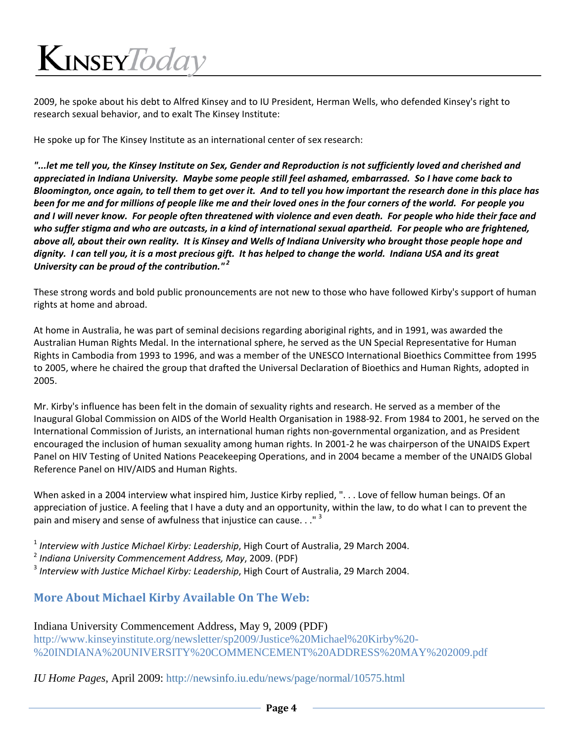2009, he spoke about his debt to Alfred Kinsey and to IU President, Herman Wells, who defended Kinsey's right to research sexual behavior, and to exalt The Kinsey Institute:

He spoke up for The Kinsey Institute as an international center of sex research:

***"...let me tell you, the Kinsey Institute on Sex, Gender and Reproduction is not sufficiently loved and cherished and appreciated in Indiana University. Maybe some people still feel ashamed, embarrassed. So I have come back to Bloomington, once again, to tell them to get over it. And to tell you how important the research done in this place has been for me and for millions of people like me and their loved ones in the four corners of the world. For people you and I will never know. For people often threatened with violence and even death. For people who hide their face and who suffer stigma and who are outcasts, in a kind of international sexual apartheid. For people who are frightened, above all, about their own reality. It is Kinsey and Wells of Indiana University who brought those people hope and dignity. I can tell you, it is a most precious gift. It has helped to change the world. Indiana USA and its great University can be proud of the contribution."*** [2]

These strong words and bold public pronouncements are not new to those who have followed Kirby's support of human rights at home and abroad.

At home in Australia, he was part of seminal decisions regarding aboriginal rights, and in 1991, was awarded the Australian Human Rights Medal. In the international sphere, he served as the UN Special Representative for Human Rights in Cambodia from 1993 to 1996, and was a member of the UNESCO International Bioethics Committee from 1995 to 2005, where he chaired the group that drafted the Universal Declaration of Bioethics and Human Rights, adopted in 2005.

Mr. Kirby's influence has been felt in the domain of sexuality rights and research. He served as a member of the Inaugural Global Commission on AIDS of the World Health Organisation in 1988-92. From 1984 to 2001, he served on the International Commission of Jurists, an international human rights non-governmental organization, and as President encouraged the inclusion of human sexuality among human rights. In 2001-2 he was chairperson of the UNAIDS Expert Panel on HIV Testing of United Nations Peacekeeping Operations, and in 2004 became a member of the UNAIDS Global Reference Panel on HIV/AIDS and Human Rights.

When asked in a 2004 interview what inspired him, Justice Kirby replied, ". . . Love of fellow human beings. Of an appreciation of justice. A feeling that I have a duty and an opportunity, within the law, to do what I can to prevent the pain and misery and sense of awfulness that injustice can cause. . ." [3]

[1] *Interview with Justice Michael Kirby: Leadership*, High Court of Australia, 29 March 2004.
[2] *Indiana University Commencement Address, May*, 2009. (PDF)
[3] *Interview with Justice Michael Kirby: Leadership*, High Court of Australia, 29 March 2004.

## More About Michael Kirby Available On The Web:

Indiana University Commencement Address, May 9, 2009 (PDF)
http://www.kinseyinstitute.org/newsletter/sp2009/Justice%20Michael%20Kirby%20-%20INDIANA%20UNIVERSITY%20COMMENCEMENT%20ADDRESS%20MAY%202009.pdf

*IU Home Pages*, April 2009: http://newsinfo.iu.edu/news/page/normal/10575.html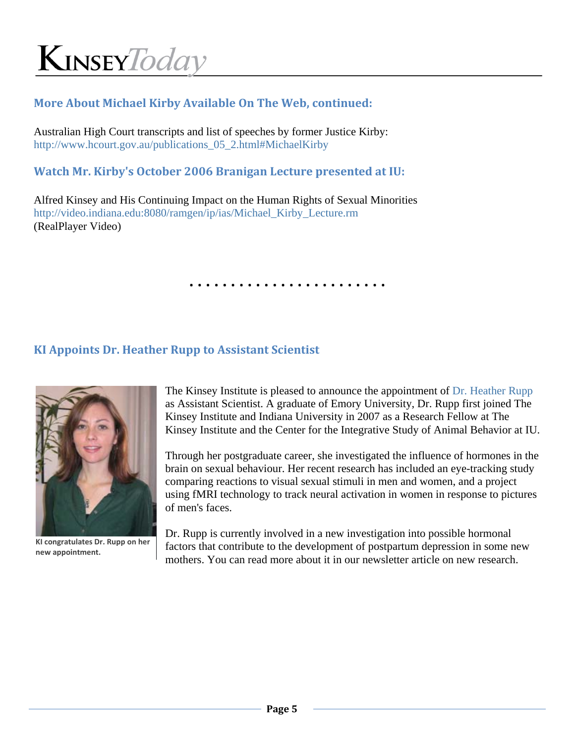## More About Michael Kirby Available On The Web, continued:

Australian High Court transcripts and list of speeches by former Justice Kirby:
http://www.hcourt.gov.au/publications_05_2.html#MichaelKirby

## Watch Mr. Kirby's October 2006 Branigan Lecture presented at IU:

Alfred Kinsey and His Continuing Impact on the Human Rights of Sexual Minorities
http://video.indiana.edu:8080/ramgen/ip/ias/Michael_Kirby_Lecture.rm
(RealPlayer Video)

. . . . . . . . . . . . . . . . . . . . . . . .

## KI Appoints Dr. Heather Rupp to Assistant Scientist

**KI congratulates Dr. Rupp on her new appointment.**

The Kinsey Institute is pleased to announce the appointment of Dr. Heather Rupp as Assistant Scientist. A graduate of Emory University, Dr. Rupp first joined The Kinsey Institute and Indiana University in 2007 as a Research Fellow at The Kinsey Institute and the Center for the Integrative Study of Animal Behavior at IU.

Through her postgraduate career, she investigated the influence of hormones in the brain on sexual behaviour. Her recent research has included an eye-tracking study comparing reactions to visual sexual stimuli in men and women, and a project using fMRI technology to track neural activation in women in response to pictures of men's faces.

Dr. Rupp is currently involved in a new investigation into possible hormonal factors that contribute to the development of postpartum depression in some new mothers. You can read more about it in our newsletter article on new research.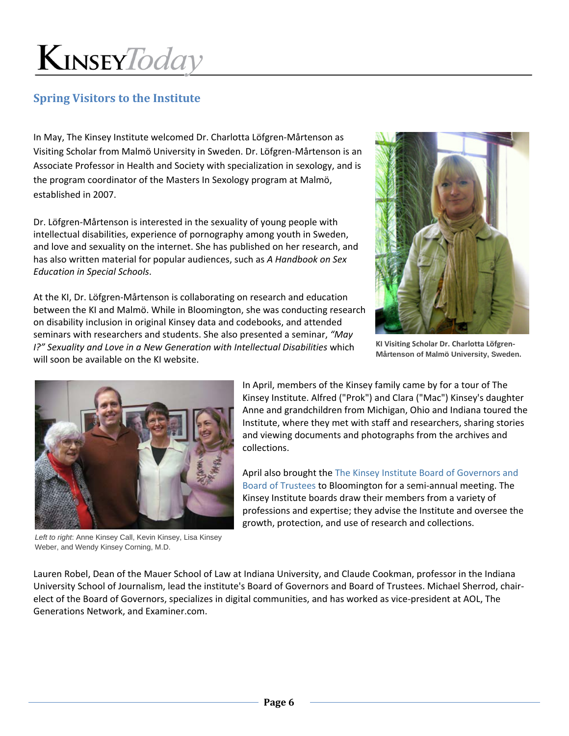## Spring Visitors to the Institute

In May, The Kinsey Institute welcomed Dr. Charlotta Löfgren-Mårtenson as Visiting Scholar from Malmö University in Sweden. Dr. Löfgren-Mårtenson is an Associate Professor in Health and Society with specialization in sexology, and is the program coordinator of the Masters In Sexology program at Malmö, established in 2007.

Dr. Löfgren-Mårtenson is interested in the sexuality of young people with intellectual disabilities, experience of pornography among youth in Sweden, and love and sexuality on the internet. She has published on her research, and has also written material for popular audiences, such as *A Handbook on Sex Education in Special Schools*.

At the KI, Dr. Löfgren-Mårtenson is collaborating on research and education between the KI and Malmö. While in Bloomington, she was conducting research on disability inclusion in original Kinsey data and codebooks, and attended seminars with researchers and students. She also presented a seminar, *"May I?" Sexuality and Love in a New Generation with Intellectual Disabilities* which will soon be available on the KI website.

**KI Visiting Scholar Dr. Charlotta Löfgren-Mårtenson of Malmö University, Sweden.**

In April, members of the Kinsey family came by for a tour of The Kinsey Institute. Alfred ("Prok") and Clara ("Mac") Kinsey's daughter Anne and grandchildren from Michigan, Ohio and Indiana toured the Institute, where they met with staff and researchers, sharing stories and viewing documents and photographs from the archives and collections.

*Left to right*: Anne Kinsey Call, Kevin Kinsey, Lisa Kinsey Weber, and Wendy Kinsey Corning, M.D.

April also brought the The Kinsey Institute Board of Governors and Board of Trustees to Bloomington for a semi-annual meeting. The Kinsey Institute boards draw their members from a variety of professions and expertise; they advise the Institute and oversee the growth, protection, and use of research and collections.

Lauren Robel, Dean of the Mauer School of Law at Indiana University, and Claude Cookman, professor in the Indiana University School of Journalism, lead the institute's Board of Governors and Board of Trustees. Michael Sherrod, chair-elect of the Board of Governors, specializes in digital communities, and has worked as vice-president at AOL, The Generations Network, and Examiner.com.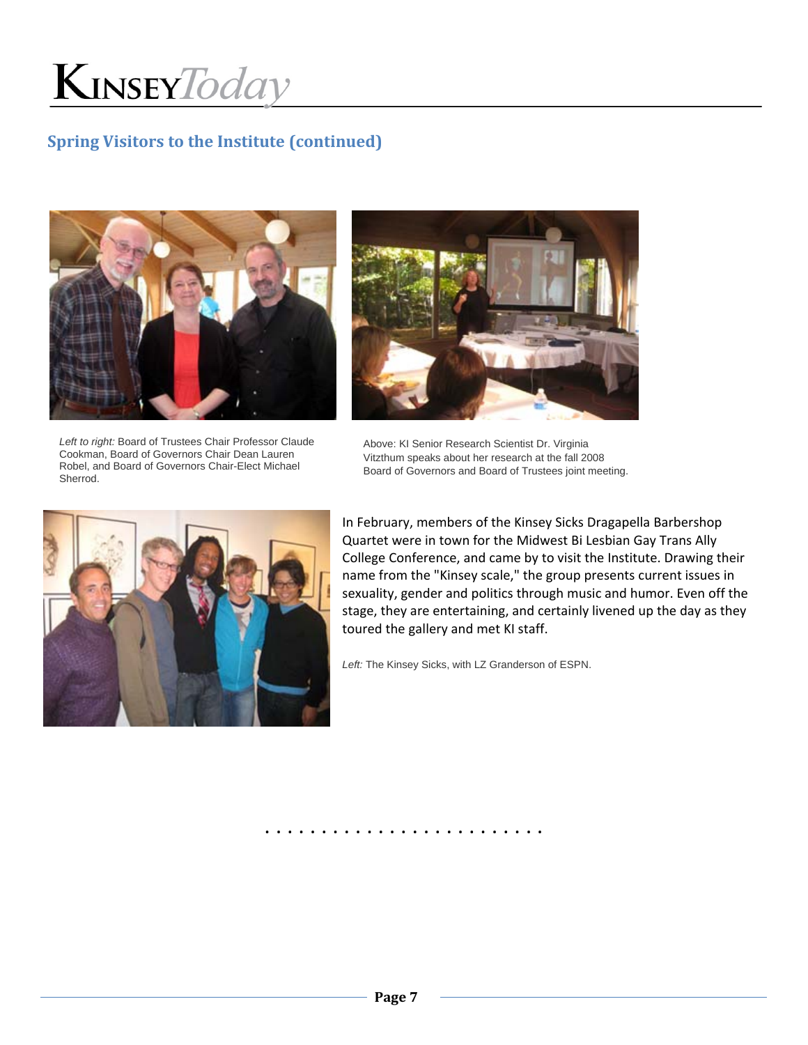## Spring Visitors to the Institute (continued)

*Left to right:* Board of Trustees Chair Professor Claude Cookman, Board of Governors Chair Dean Lauren Robel, and Board of Governors Chair-Elect Michael Sherrod.

Above: KI Senior Research Scientist Dr. Virginia Vitzthum speaks about her research at the fall 2008 Board of Governors and Board of Trustees joint meeting.

In February, members of the Kinsey Sicks Dragapella Barbershop Quartet were in town for the Midwest Bi Lesbian Gay Trans Ally College Conference, and came by to visit the Institute. Drawing their name from the "Kinsey scale," the group presents current issues in sexuality, gender and politics through music and humor. Even off the stage, they are entertaining, and certainly livened up the day as they toured the gallery and met KI staff.

*Left:* The Kinsey Sicks, with LZ Granderson of ESPN.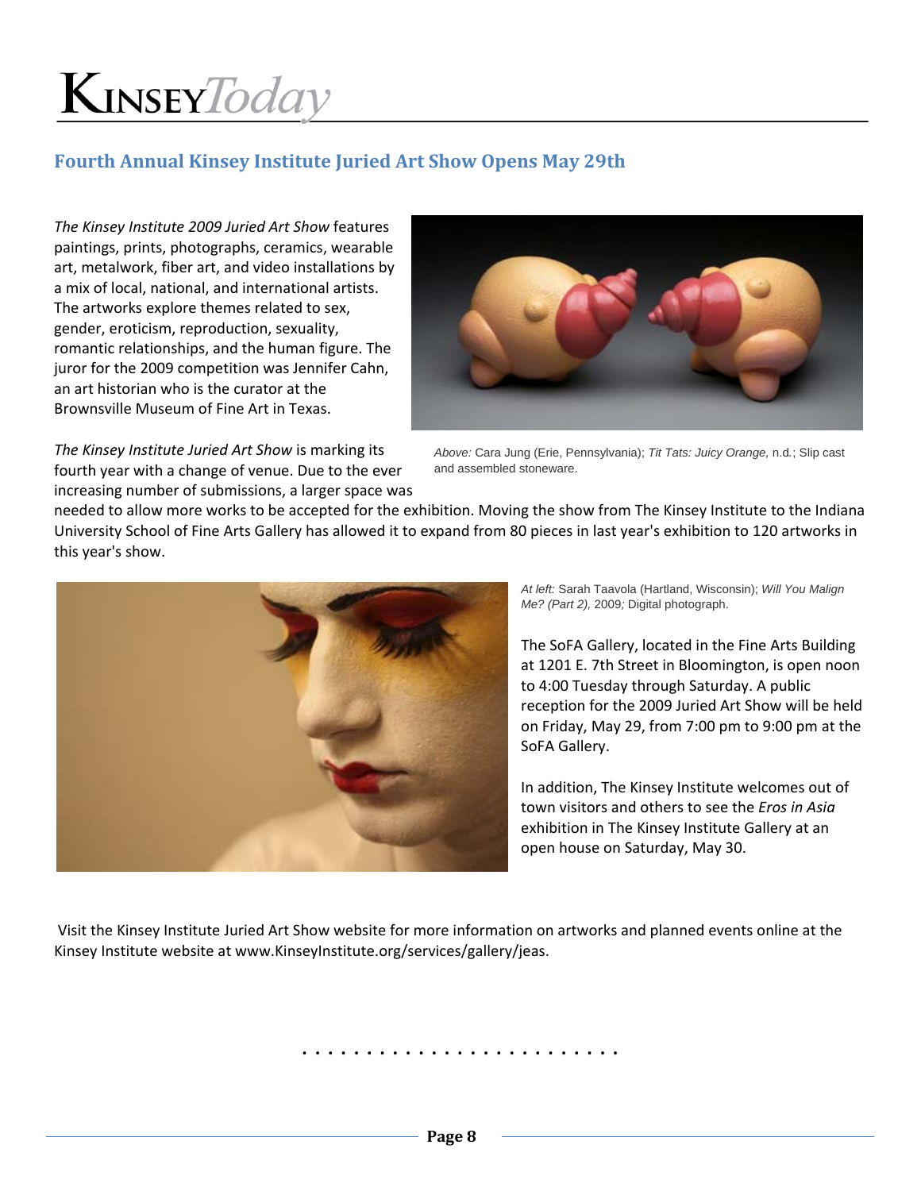## Fourth Annual Kinsey Institute Juried Art Show Opens May 29th

*The Kinsey Institute 2009 Juried Art Show* features paintings, prints, photographs, ceramics, wearable art, metalwork, fiber art, and video installations by a mix of local, national, and international artists. The artworks explore themes related to sex, gender, eroticism, reproduction, sexuality, romantic relationships, and the human figure. The juror for the 2009 competition was Jennifer Cahn, an art historian who is the curator at the Brownsville Museum of Fine Art in Texas.

*Above:* Cara Jung (Erie, Pennsylvania); *Tit Tats: Juicy Orange,* n.d.; Slip cast and assembled stoneware.

*The Kinsey Institute Juried Art Show* is marking its fourth year with a change of venue. Due to the ever increasing number of submissions, a larger space was needed to allow more works to be accepted for the exhibition. Moving the show from The Kinsey Institute to the Indiana University School of Fine Arts Gallery has allowed it to expand from 80 pieces in last year's exhibition to 120 artworks in this year's show.

*At left:* Sarah Taavola (Hartland, Wisconsin); *Will You Malign Me? (Part 2),* 2009*;* Digital photograph.

The SoFA Gallery, located in the Fine Arts Building at 1201 E. 7th Street in Bloomington, is open noon to 4:00 Tuesday through Saturday. A public reception for the 2009 Juried Art Show will be held on Friday, May 29, from 7:00 pm to 9:00 pm at the SoFA Gallery.

In addition, The Kinsey Institute welcomes out of town visitors and others to see the *Eros in Asia* exhibition in The Kinsey Institute Gallery at an open house on Saturday, May 30.

Visit the Kinsey Institute Juried Art Show website for more information on artworks and planned events online at the Kinsey Institute website at www.KinseyInstitute.org/services/gallery/jeas.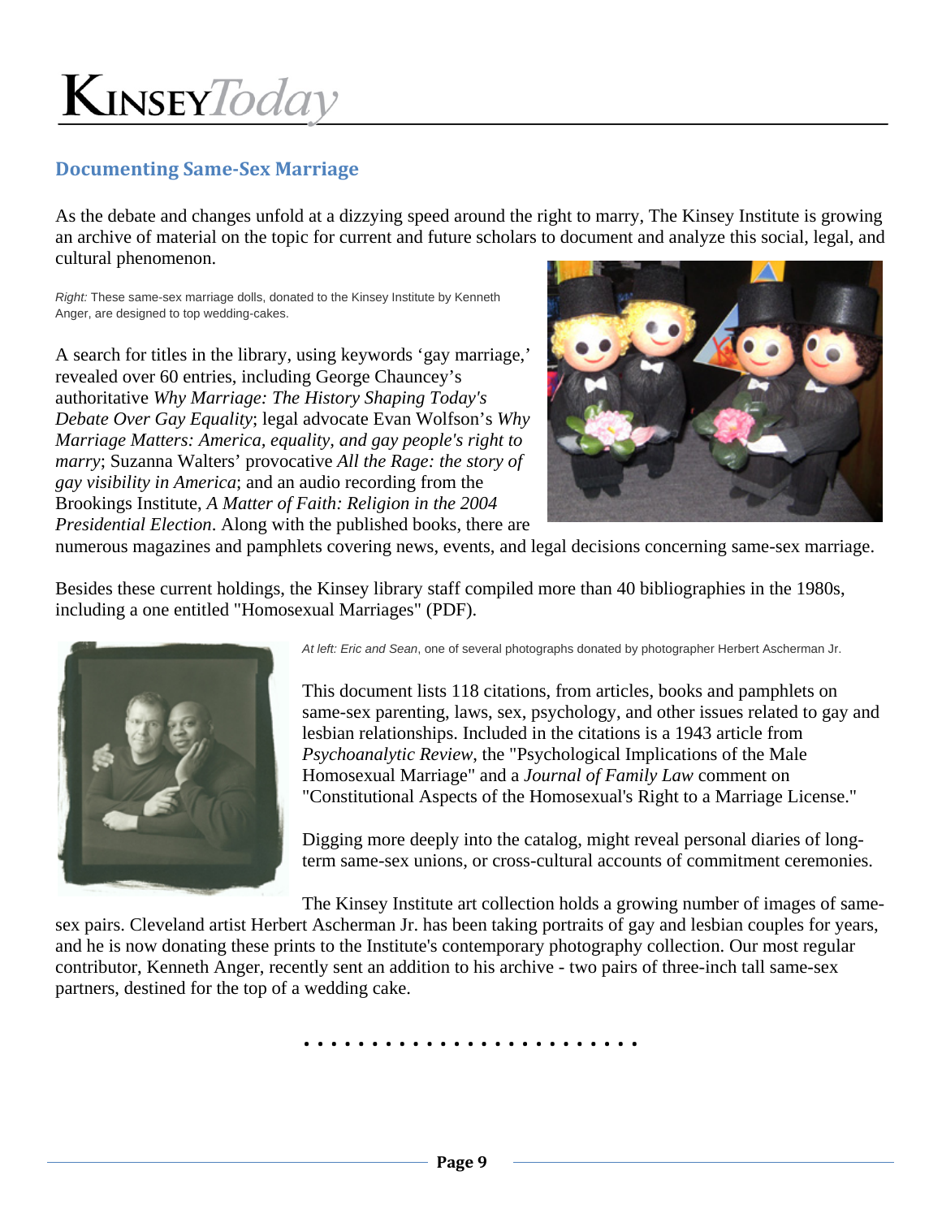## Documenting Same-Sex Marriage

As the debate and changes unfold at a dizzying speed around the right to marry, The Kinsey Institute is growing an archive of material on the topic for current and future scholars to document and analyze this social, legal, and cultural phenomenon.

*Right:* These same-sex marriage dolls, donated to the Kinsey Institute by Kenneth Anger, are designed to top wedding-cakes.

A search for titles in the library, using keywords 'gay marriage,' revealed over 60 entries, including George Chauncey's authoritative *Why Marriage: The History Shaping Today's Debate Over Gay Equality*; legal advocate Evan Wolfson's *Why Marriage Matters: America, equality, and gay people's right to marry*; Suzanna Walters' provocative *All the Rage: the story of gay visibility in America*; and an audio recording from the Brookings Institute, *A Matter of Faith: Religion in the 2004 Presidential Election*. Along with the published books, there are numerous magazines and pamphlets covering news, events, and legal decisions concerning same-sex marriage.

Besides these current holdings, the Kinsey library staff compiled more than 40 bibliographies in the 1980s, including a one entitled "Homosexual Marriages" (PDF).

*At left: Eric and Sean*, one of several photographs donated by photographer Herbert Ascherman Jr.

This document lists 118 citations, from articles, books and pamphlets on same-sex parenting, laws, sex, psychology, and other issues related to gay and lesbian relationships. Included in the citations is a 1943 article from *Psychoanalytic Review*, the "Psychological Implications of the Male Homosexual Marriage" and a *Journal of Family Law* comment on "Constitutional Aspects of the Homosexual's Right to a Marriage License."

Digging more deeply into the catalog, might reveal personal diaries of long-term same-sex unions, or cross-cultural accounts of commitment ceremonies.

The Kinsey Institute art collection holds a growing number of images of same-sex pairs. Cleveland artist Herbert Ascherman Jr. has been taking portraits of gay and lesbian couples for years, and he is now donating these prints to the Institute's contemporary photography collection. Our most regular contributor, Kenneth Anger, recently sent an addition to his archive - two pairs of three-inch tall same-sex partners, destined for the top of a wedding cake.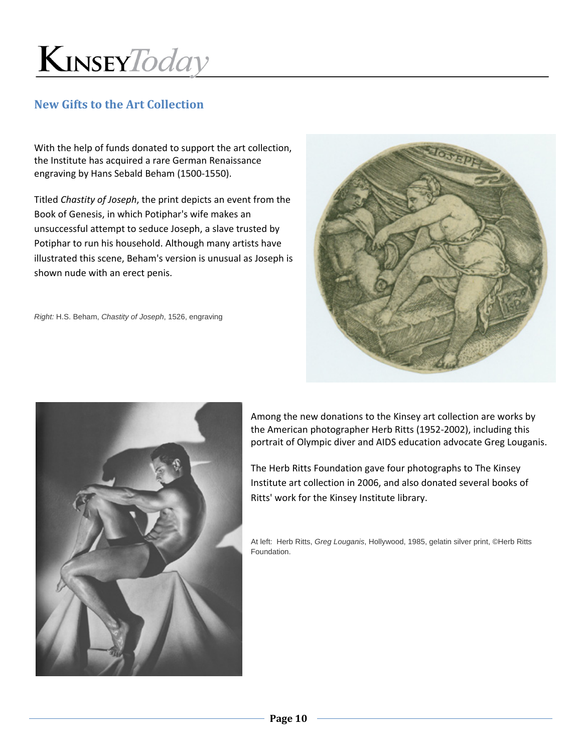## New Gifts to the Art Collection

With the help of funds donated to support the art collection, the Institute has acquired a rare German Renaissance engraving by Hans Sebald Beham (1500-1550).

Titled *Chastity of Joseph*, the print depicts an event from the Book of Genesis, in which Potiphar's wife makes an unsuccessful attempt to seduce Joseph, a slave trusted by Potiphar to run his household. Although many artists have illustrated this scene, Beham's version is unusual as Joseph is shown nude with an erect penis.

*Right:* H.S. Beham, *Chastity of Joseph*, 1526, engraving

Among the new donations to the Kinsey art collection are works by the American photographer Herb Ritts (1952-2002), including this portrait of Olympic diver and AIDS education advocate Greg Louganis.

The Herb Ritts Foundation gave four photographs to The Kinsey Institute art collection in 2006, and also donated several books of Ritts' work for the Kinsey Institute library.

At left: Herb Ritts, *Greg Louganis*, Hollywood, 1985, gelatin silver print, ©Herb Ritts Foundation.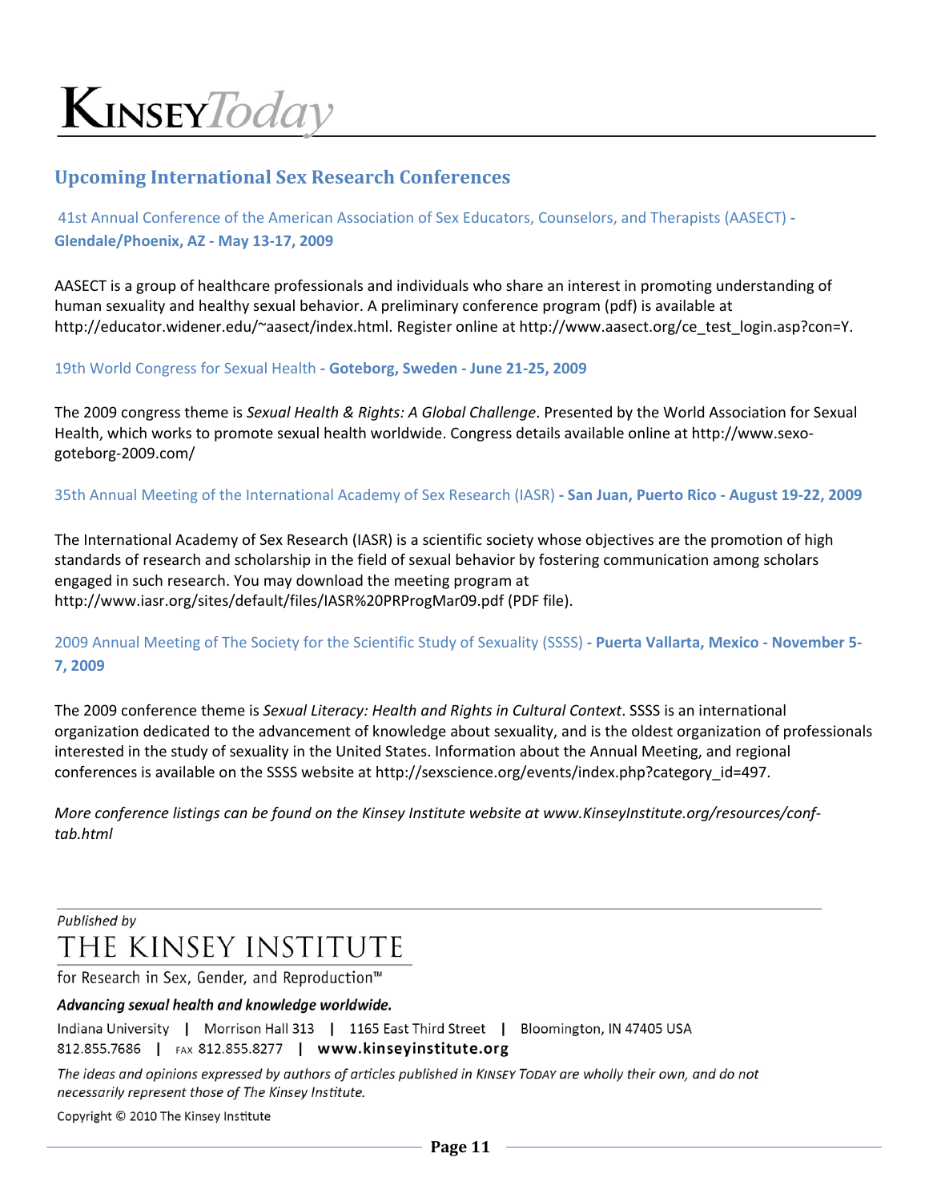## Upcoming International Sex Research Conferences

41st Annual Conference of the American Association of Sex Educators, Counselors, and Therapists (AASECT) **- Glendale/Phoenix, AZ - May 13-17, 2009**

AASECT is a group of healthcare professionals and individuals who share an interest in promoting understanding of human sexuality and healthy sexual behavior. A preliminary conference program (pdf) is available at http://educator.widener.edu/~aasect/index.html. Register online at http://www.aasect.org/ce_test_login.asp?con=Y.

19th World Congress for Sexual Health **- Goteborg, Sweden - June 21-25, 2009**

The 2009 congress theme is *Sexual Health & Rights: A Global Challenge*. Presented by the World Association for Sexual Health, which works to promote sexual health worldwide. Congress details available online at http://www.sexo-goteborg-2009.com/

35th Annual Meeting of the International Academy of Sex Research (IASR) **- San Juan, Puerto Rico - August 19-22, 2009**

The International Academy of Sex Research (IASR) is a scientific society whose objectives are the promotion of high standards of research and scholarship in the field of sexual behavior by fostering communication among scholars engaged in such research. You may download the meeting program at http://www.iasr.org/sites/default/files/IASR%20PRProgMar09.pdf (PDF file).

2009 Annual Meeting of The Society for the Scientific Study of Sexuality (SSSS) **- Puerta Vallarta, Mexico - November 5-7, 2009**

The 2009 conference theme is *Sexual Literacy: Health and Rights in Cultural Context*. SSSS is an international organization dedicated to the advancement of knowledge about sexuality, and is the oldest organization of professionals interested in the study of sexuality in the United States. Information about the Annual Meeting, and regional conferences is available on the SSSS website at http://sexscience.org/events/index.php?category_id=497.

*More conference listings can be found on the Kinsey Institute website at www.KinseyInstitute.org/resources/conf-tab.html*

---

*Published by*

THE KINSEY INSTITUTE

for Research in Sex, Gender, and Reproduction™

***Advancing sexual health and knowledge worldwide.***

Indiana University | Morrison Hall 313 | 1165 East Third Street | Bloomington, IN 47405 USA
812.855.7686 | FAX 812.855.8277 | **www.kinseyinstitute.org**

*The ideas and opinions expressed by authors of articles published in KINSEY TODAY are wholly their own, and do not necessarily represent those of The Kinsey Institute.*

Copyright © 2010 The Kinsey Institute